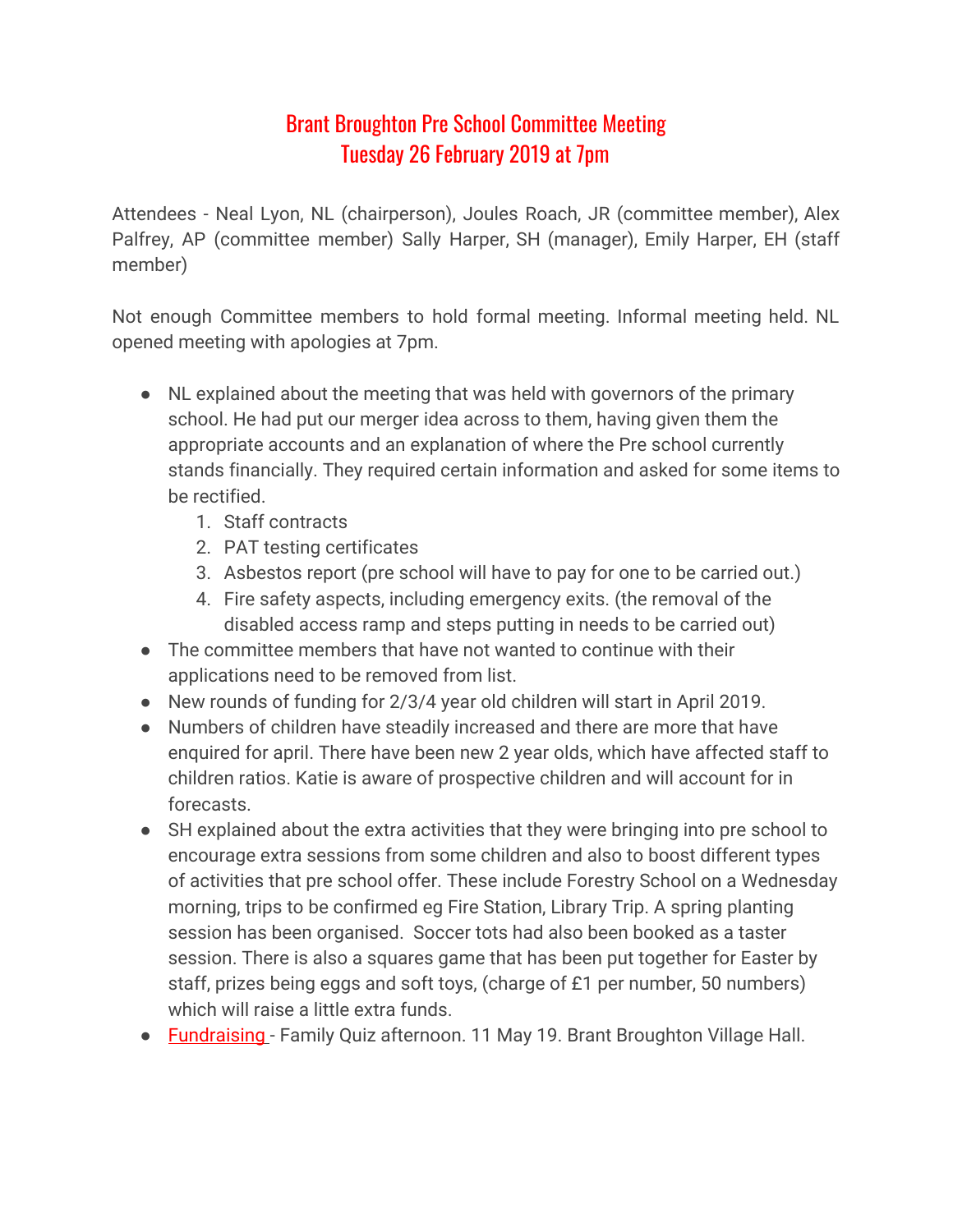# Brant Broughton Pre School Committee Meeting
# Tuesday 26 February 2019 at 7pm

Attendees - Neal Lyon, NL (chairperson), Joules Roach, JR (committee member), Alex Palfrey, AP (committee member) Sally Harper, SH (manager), Emily Harper, EH (staff member)

Not enough Committee members to hold formal meeting. Informal meeting held. NL opened meeting with apologies at 7pm.

- NL explained about the meeting that was held with governors of the primary school. He had put our merger idea across to them, having given them the appropriate accounts and an explanation of where the Pre school currently stands financially. They required certain information and asked for some items to be rectified.
    1. Staff contracts
    2. PAT testing certificates
    3. Asbestos report (pre school will have to pay for one to be carried out.)
    4. Fire safety aspects, including emergency exits. (the removal of the disabled access ramp and steps putting in needs to be carried out)
- The committee members that have not wanted to continue with their applications need to be removed from list.
- New rounds of funding for 2/3/4 year old children will start in April 2019.
- Numbers of children have steadily increased and there are more that have enquired for april. There have been new 2 year olds, which have affected staff to children ratios. Katie is aware of prospective children and will account for in forecasts.
- SH explained about the extra activities that they were bringing into pre school to encourage extra sessions from some children and also to boost different types of activities that pre school offer. These include Forestry School on a Wednesday morning, trips to be confirmed eg Fire Station, Library Trip. A spring planting session has been organised. Soccer tots had also been booked as a taster session. There is also a squares game that has been put together for Easter by staff, prizes being eggs and soft toys, (charge of £1 per number, 50 numbers) which will raise a little extra funds.
- Fundraising - Family Quiz afternoon. 11 May 19. Brant Broughton Village Hall.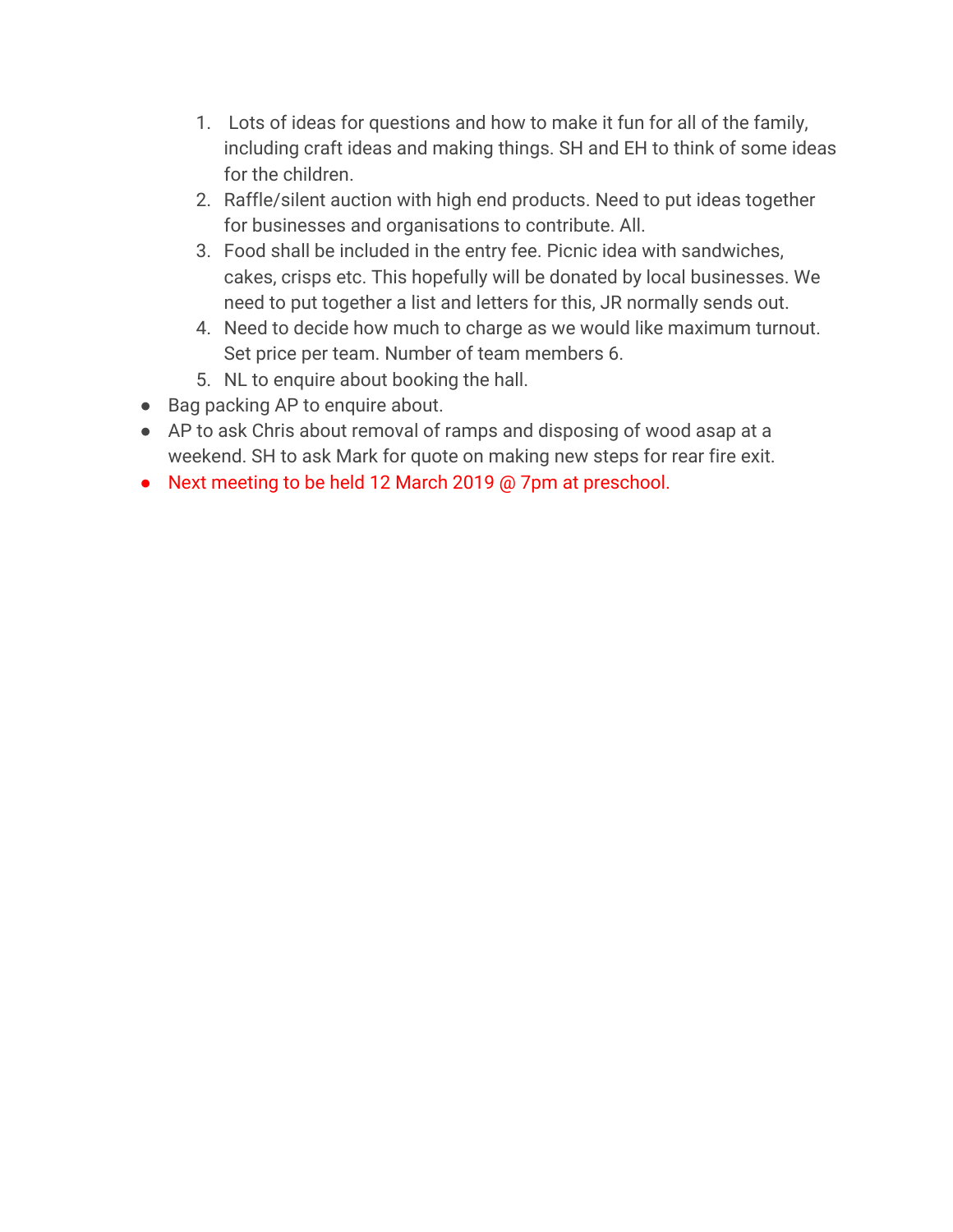1. Lots of ideas for questions and how to make it fun for all of the family, including craft ideas and making things. SH and EH to think of some ideas for the children.
2. Raffle/silent auction with high end products. Need to put ideas together for businesses and organisations to contribute. All.
3. Food shall be included in the entry fee. Picnic idea with sandwiches, cakes, crisps etc. This hopefully will be donated by local businesses. We need to put together a list and letters for this, JR normally sends out.
4. Need to decide how much to charge as we would like maximum turnout. Set price per team. Number of team members 6.
5. NL to enquire about booking the hall.

- Bag packing AP to enquire about.
- AP to ask Chris about removal of ramps and disposing of wood asap at a weekend. SH to ask Mark for quote on making new steps for rear fire exit.
- Next meeting to be held 12 March 2019 @ 7pm at preschool.